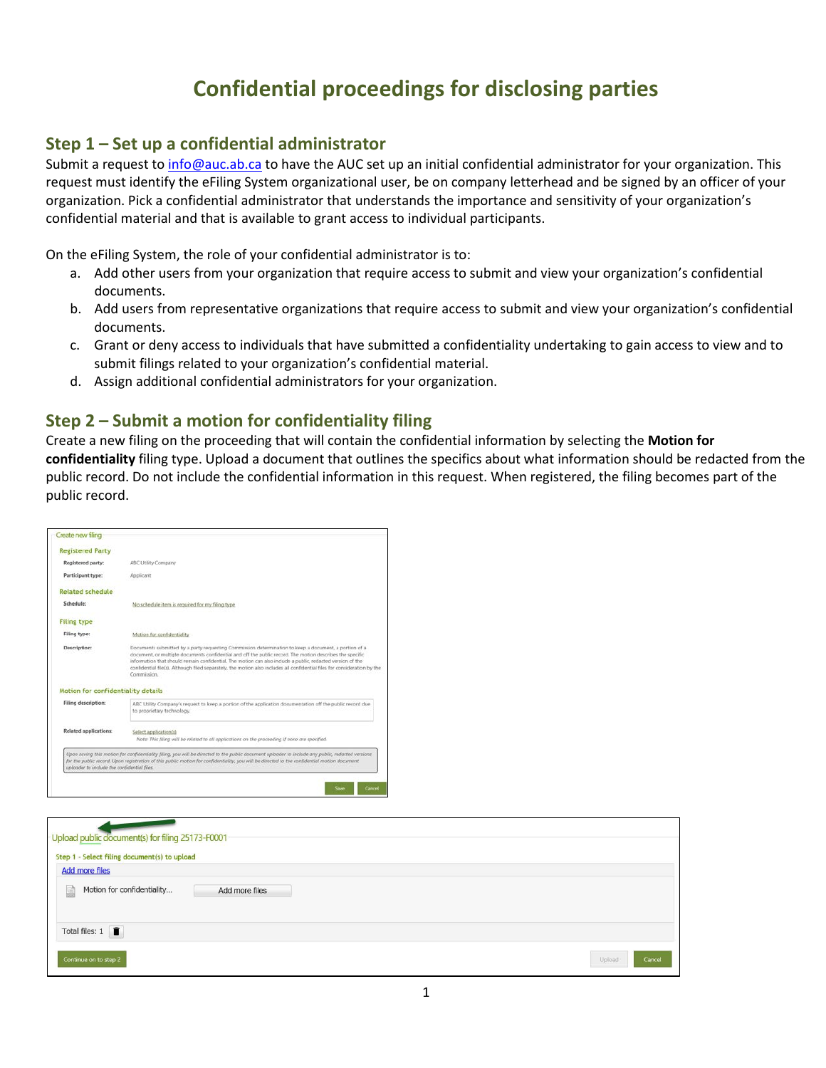# Confidential proceedings for disclosing parties

## Step 1 – Set up a confidential administrator

Submit a request to info@auc.ab.ca to have the AUC set up an initial confidential administrator for your organization. This request must identify the eFiling System organizational user, be on company letterhead and be signed by an officer of your organization. Pick a confidential administrator that understands the importance and sensitivity of your organization's confidential material and that is available to grant access to individual participants.

On the eFiling System, the role of your confidential administrator is to:

a. Add other users from your organization that require access to submit and view your organization's confidential documents.
b. Add users from representative organizations that require access to submit and view your organization's confidential documents.
c. Grant or deny access to individuals that have submitted a confidentiality undertaking to gain access to view and to submit filings related to your organization's confidential material.
d. Assign additional confidential administrators for your organization.

## Step 2 – Submit a motion for confidentiality filing

Create a new filing on the proceeding that will contain the confidential information by selecting the **Motion for confidentiality** filing type. Upload a document that outlines the specifics about what information should be redacted from the public record. Do not include the confidential information in this request. When registered, the filing becomes part of the public record.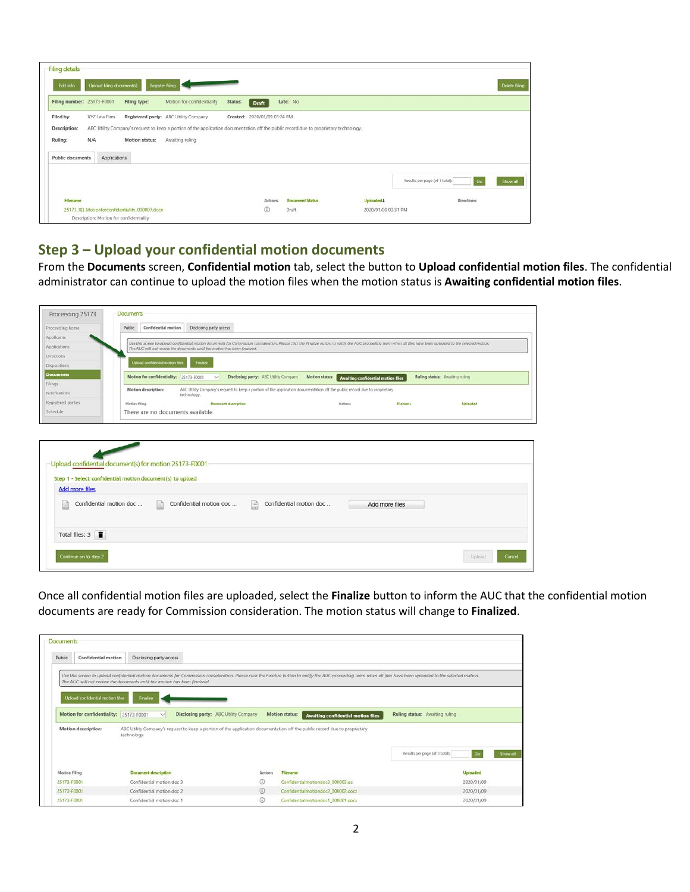## Step 3 – Upload your confidential motion documents

From the **Documents** screen, **Confidential motion** tab, select the button to **Upload confidential motion files**. The confidential administrator can continue to upload the motion files when the motion status is **Awaiting confidential motion files**.

Once all confidential motion files are uploaded, select the **Finalize** button to inform the AUC that the confidential motion documents are ready for Commission consideration. The motion status will change to **Finalized**.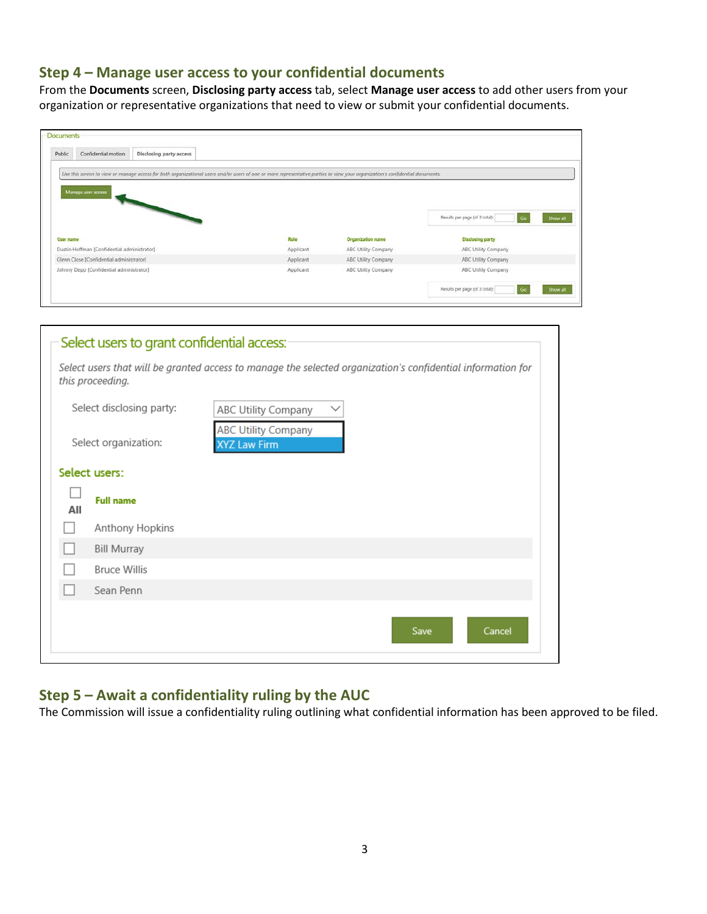## Step 4 – Manage user access to your confidential documents

From the **Documents** screen, **Disclosing party access** tab, select **Manage user access** to add other users from your organization or representative organizations that need to view or submit your confidential documents.

Documents

Public | Confidential motion | Disclosing party access

*Use this screen to view or manage access for both organizational users and/or users of one or more representative parties to view your organization's confidential documents.*

Manage user access

Results per page (of 3 total): Go | Show all

| User name | Role | Organization name | Disclosing party |
|---|---|---|---|
| Dustin Hoffman [Confidential administrator] | Applicant | ABC Utility Company | ABC Utility Company |
| Glenn Close [Confidential administrator] | Applicant | ABC Utility Company | ABC Utility Company |
| Johnny Depp [Confidential administrator] | Applicant | ABC Utility Company | ABC Utility Company |

Results per page (of 3 total): Go | Show all

Select users to grant confidential access:

*Select users that will be granted access to manage the selected organization's confidential information for this proceeding.*

Select disclosing party: ABC Utility Company

Select organization: ABC Utility Company / XYZ Law Firm

Select users:

| All | Full name |
|---|---|
| ☐ | Anthony Hopkins |
| ☐ | Bill Murray |
| ☐ | Bruce Willis |
| ☐ | Sean Penn |

Save | Cancel

## Step 5 – Await a confidentiality ruling by the AUC

The Commission will issue a confidentiality ruling outlining what confidential information has been approved to be filed.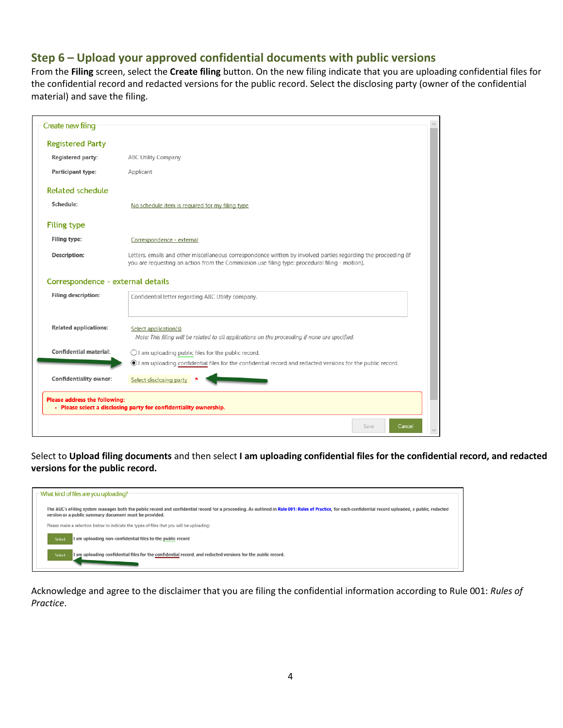## Step 6 – Upload your approved confidential documents with public versions

From the **Filing** screen, select the **Create filing** button. On the new filing indicate that you are uploading confidential files for the confidential record and redacted versions for the public record. Select the disclosing party (owner of the confidential material) and save the filing.

Create new filing

Registered Party

Registered party: ABC Utility Company

Participant type: Applicant

Related schedule

Schedule: No schedule item is required for my filing type

Filing type

Filing type: Correspondence - external

Description: Letters, emails and other miscellaneous correspondence written by involved parties regarding the proceeding (if you are requesting an action from the Commission use filing type: procedural filing - motion).

Correspondence - external details

Filing description: Confidential letter regarding ABC Utility company.

Related applications: Select application(s)

Note: This filing will be related to all applications on the proceeding if none are specified.

Confidential material: I am uploading public files for the public record. / I am uploading confidential files for the confidential record and redacted versions for the public record.

Confidentiality owner: Select disclosing party *

Please address the following:
- Please select a disclosing party for confidentiality ownership.

Save Cancel

Select to **Upload filing documents** and then select **I am uploading confidential files for the confidential record, and redacted versions for the public record.**

What kind of files are you uploading?

The AUC's eFiling system manages both the public record and confidential record for a proceeding. As outlined in Rule 001: Rules of Practice, for each confidential record uploaded, a public, redacted version or a public summary document must be provided.

Please make a selection below to indicate the types of files that you will be uploading:

Select I am uploading non-confidential files to the public record

Select I am uploading confidential files for the confidential record, and redacted versions for the public record.

Acknowledge and agree to the disclaimer that you are filing the confidential information according to Rule 001: *Rules of Practice*.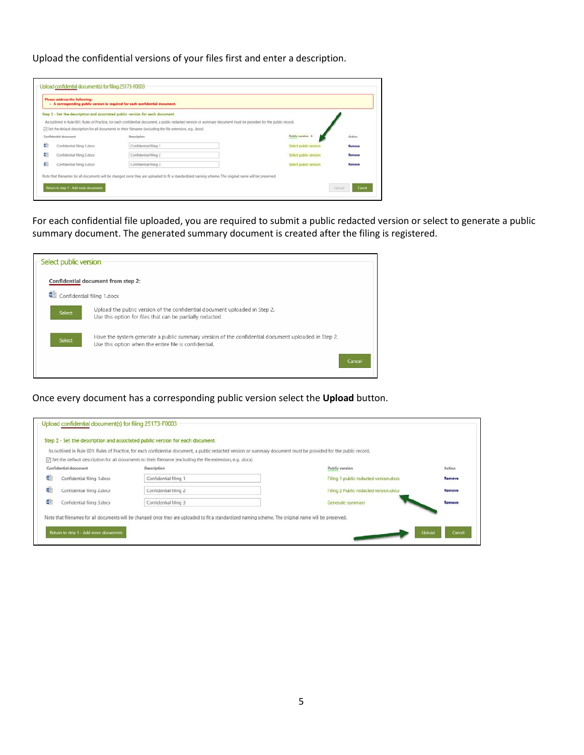Upload the confidential versions of your files first and enter a description.

**Upload confidential document(s) for filing 25173-F0003**

**Please address the following:**
- **A corresponding public version is required for each confidential document.**

Step 2 - Set the description and associated public version for each document

As outlined in Rule 001: Rules of Practice, for each confidential document, a public redacted version or summary document must be provided for the public record.

☑ Set the default description for all documents to their filename (excluding the file extension, e.g. .docx)

| Confidential document | Description | Public version * | Action |
| --- | --- | --- | --- |
| Confidential filing 1.docx | Confidential filing 1 | Select public version | Remove |
| Confidential filing 2.docx | Confidential filing 2 | Select public version | Remove |
| Confidential filing 3.docx | Confidential filing 3 | Select public version | Remove |

Note that filenames for all documents will be changed once they are uploaded to fit a standardized naming scheme. The original name will be preserved.

Return to step 1 - Add more documents | Upload | Cancel

For each confidential file uploaded, you are required to submit a public redacted version or select to generate a public summary document. The generated summary document is created after the filing is registered.

**Select public version**

**Confidential document from step 2:**

Confidential filing 1.docx

| | |
| --- | --- |
| Select | Upload the public version of the confidential document uploaded in Step 2. Use this option for files that can be partially redacted. |
| Select | Have the system generate a public summary version of the confidential document uploaded in Step 2. Use this option when the entire file is confidential. |

Cancel

Once every document has a corresponding public version select the **Upload** button.

**Upload confidential document(s) for filing 25173-F0003**

Step 2 - Set the description and associated public version for each document

As outlined in Rule 001: Rules of Practice, for each confidential document, a public redacted version or summary document must be provided for the public record.

☑ Set the default description for all documents to their filename (excluding the file extension, e.g. .docx)

| Confidential document | Description | Public version | Action |
| --- | --- | --- | --- |
| Confidential filing 1.docx | Confidential filing 1 | Filing 1 public redacted version.docx | Remove |
| Confidential filing 2.docx | Confidential filing 2 | Filing 2 Public redacted version.docx | Remove |
| Confidential filing 3.docx | Confidential filing 3 | Generate summary | Remove |

Note that filenames for all documents will be changed once they are uploaded to fit a standardized naming scheme. The original name will be preserved.

Return to step 1 - Add more documents | Upload | Cancel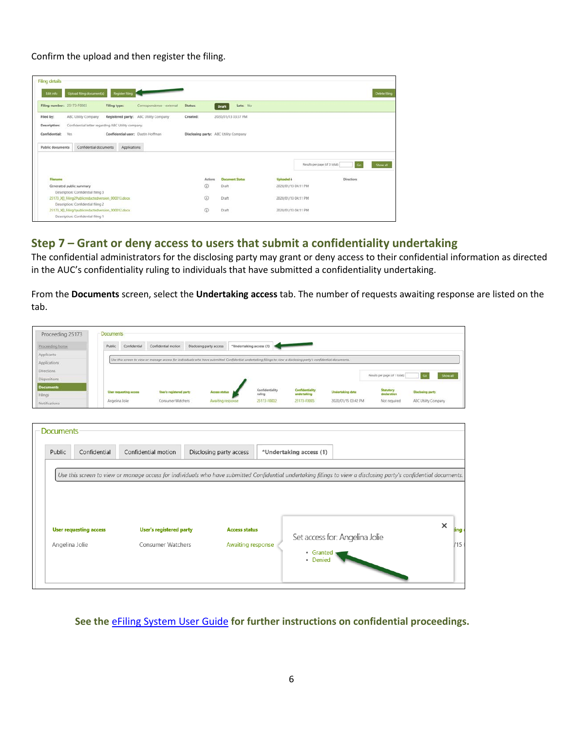Confirm the upload and then register the filing.

## Step 7 – Grant or deny access to users that submit a confidentiality undertaking

The confidential administrators for the disclosing party may grant or deny access to their confidential information as directed in the AUC's confidentiality ruling to individuals that have submitted a confidentiality undertaking.

From the **Documents** screen, select the **Undertaking access** tab. The number of requests awaiting response are listed on the tab.

**See the eFiling System User Guide for further instructions on confidential proceedings.**